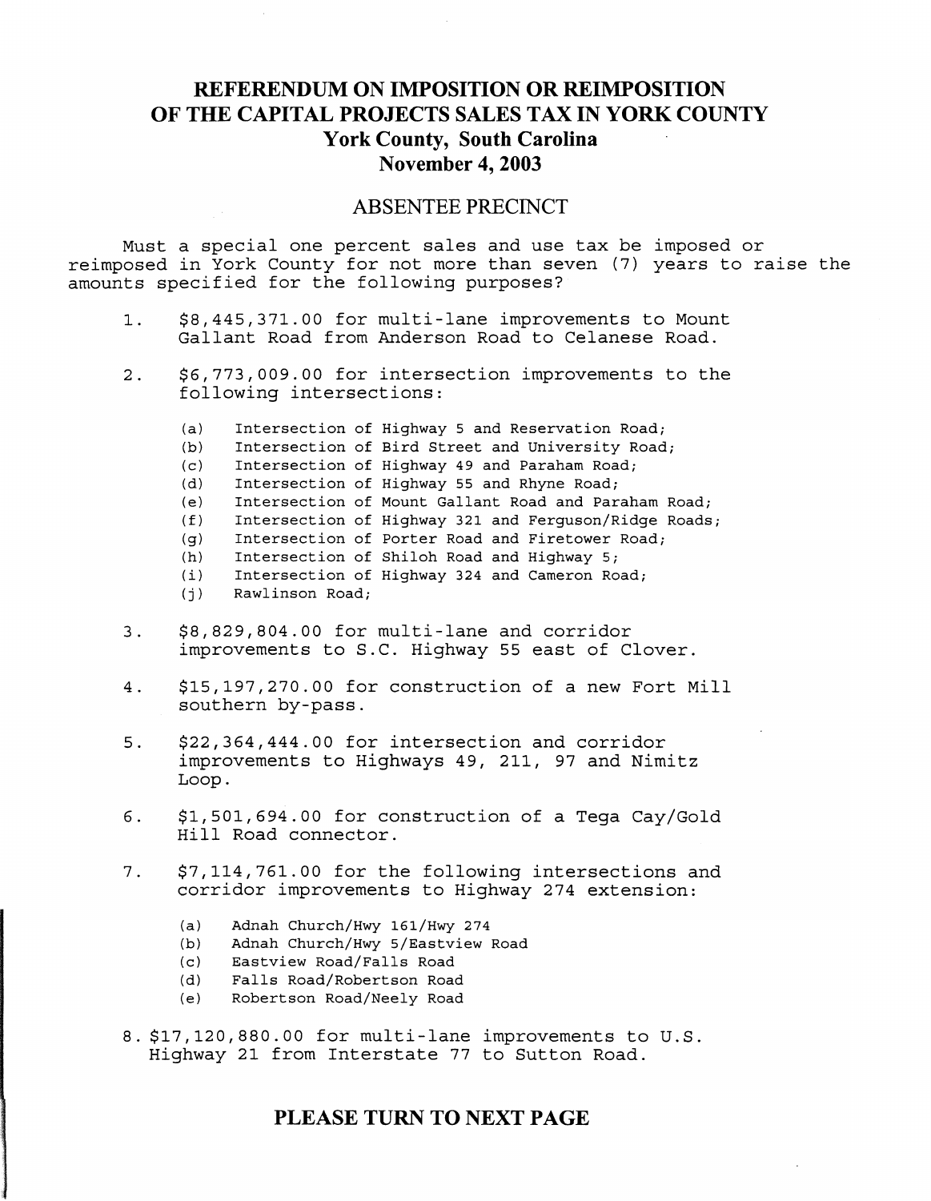# REFERENDUM ON IMPOSITION OR REIMPOSITION OF THE CAPITAL PROJECTS SALES TAX IN YORK COUNTY

## York County, South Carolina

## November 4, 2003

### ABSENTEE PRECINCT

Must a special one percent sales and use tax be imposed or reimposed in York County for not more than seven (7) years to raise the amounts specified for the following purposes?

1. $8,445,371.00 for multi-lane improvements to Mount Gallant Road from Anderson Road to Celanese Road.

2. $6,773,009.00 for intersection improvements to the following intersections:

   (a) Intersection of Highway 5 and Reservation Road;
   (b) Intersection of Bird Street and University Road;
   (c) Intersection of Highway 49 and Paraham Road;
   (d) Intersection of Highway 55 and Rhyne Road;
   (e) Intersection of Mount Gallant Road and Paraham Road;
   (f) Intersection of Highway 321 and Ferguson/Ridge Roads;
   (g) Intersection of Porter Road and Firetower Road;
   (h) Intersection of Shiloh Road and Highway 5;
   (i) Intersection of Highway 324 and Cameron Road;
   (j) Rawlinson Road;

3. $8,829,804.00 for multi-lane and corridor improvements to S.C. Highway 55 east of Clover.

4. $15,197,270.00 for construction of a new Fort Mill southern by-pass.

5. $22,364,444.00 for intersection and corridor improvements to Highways 49, 211, 97 and Nimitz Loop.

6. $1,501,694.00 for construction of a Tega Cay/Gold Hill Road connector.

7. $7,114,761.00 for the following intersections and corridor improvements to Highway 274 extension:

   (a) Adnah Church/Hwy 161/Hwy 274
   (b) Adnah Church/Hwy 5/Eastview Road
   (c) Eastview Road/Falls Road
   (d) Falls Road/Robertson Road
   (e) Robertson Road/Neely Road

8. $17,120,880.00 for multi-lane improvements to U.S. Highway 21 from Interstate 77 to Sutton Road.

**PLEASE TURN TO NEXT PAGE**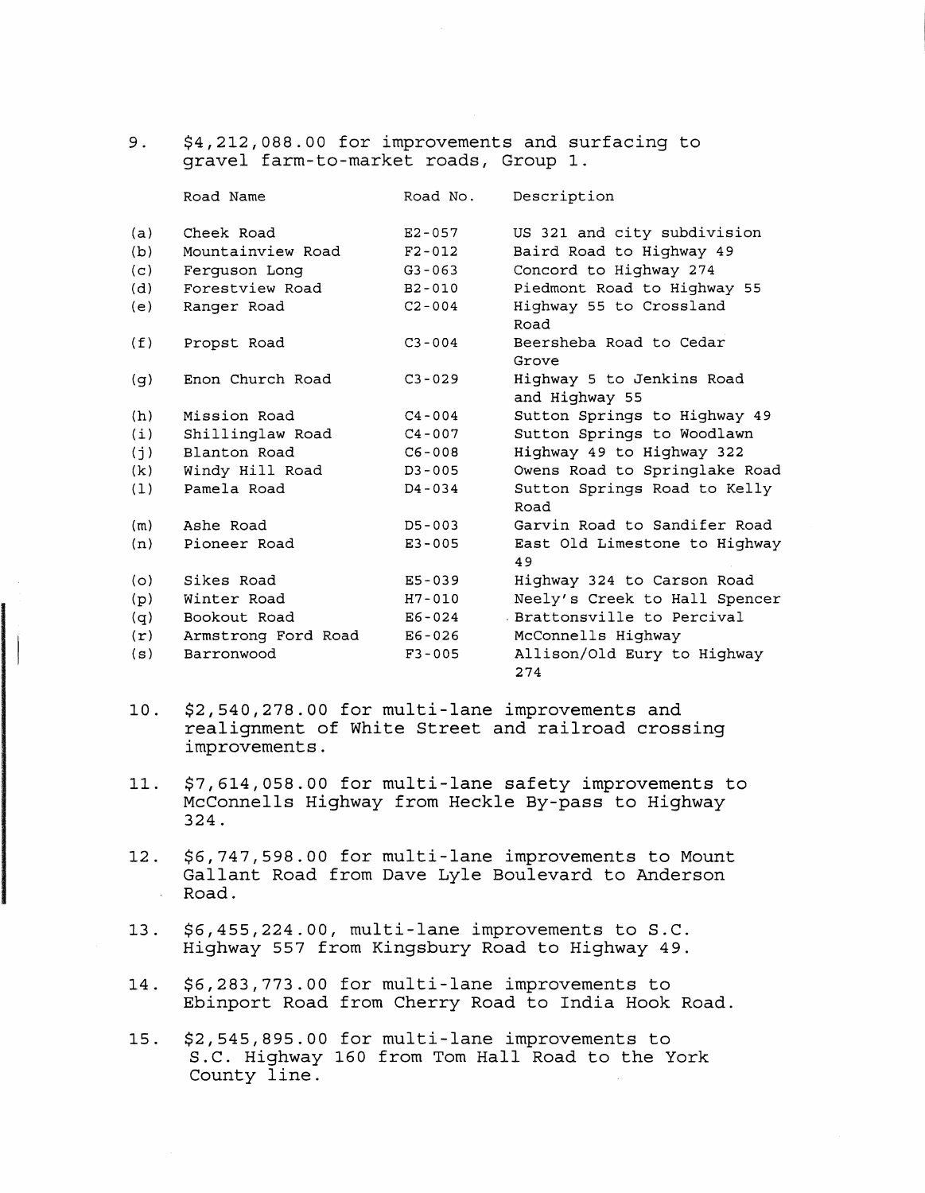9. $4,212,088.00 for improvements and surfacing to gravel farm-to-market roads, Group 1.

| | Road Name | Road No. | Description |
|---|---|---|---|
| (a) | Cheek Road | E2-057 | US 321 and city subdivision |
| (b) | Mountainview Road | F2-012 | Baird Road to Highway 49 |
| (c) | Ferguson Long | G3-063 | Concord to Highway 274 |
| (d) | Forestview Road | B2-010 | Piedmont Road to Highway 55 |
| (e) | Ranger Road | C2-004 | Highway 55 to Crossland Road |
| (f) | Propst Road | C3-004 | Beersheba Road to Cedar Grove |
| (g) | Enon Church Road | C3-029 | Highway 5 to Jenkins Road and Highway 55 |
| (h) | Mission Road | C4-004 | Sutton Springs to Highway 49 |
| (i) | Shillinglaw Road | C4-007 | Sutton Springs to Woodlawn |
| (j) | Blanton Road | C6-008 | Highway 49 to Highway 322 |
| (k) | Windy Hill Road | D3-005 | Owens Road to Springlake Road |
| (l) | Pamela Road | D4-034 | Sutton Springs Road to Kelly Road |
| (m) | Ashe Road | D5-003 | Garvin Road to Sandifer Road |
| (n) | Pioneer Road | E3-005 | East Old Limestone to Highway 49 |
| (o) | Sikes Road | E5-039 | Highway 324 to Carson Road |
| (p) | Winter Road | H7-010 | Neely's Creek to Hall Spencer |
| (q) | Bookout Road | E6-024 | Brattonsville to Percival |
| (r) | Armstrong Ford Road | E6-026 | McConnells Highway |
| (s) | Barronwood | F3-005 | Allison/Old Eury to Highway 274 |

10. $2,540,278.00 for multi-lane improvements and realignment of White Street and railroad crossing improvements.

11. $7,614,058.00 for multi-lane safety improvements to McConnells Highway from Heckle By-pass to Highway 324.

12. $6,747,598.00 for multi-lane improvements to Mount Gallant Road from Dave Lyle Boulevard to Anderson Road.

13. $6,455,224.00, multi-lane improvements to S.C. Highway 557 from Kingsbury Road to Highway 49.

14. $6,283,773.00 for multi-lane improvements to Ebinport Road from Cherry Road to India Hook Road.

15. $2,545,895.00 for multi-lane improvements to S.C. Highway 160 from Tom Hall Road to the York County line.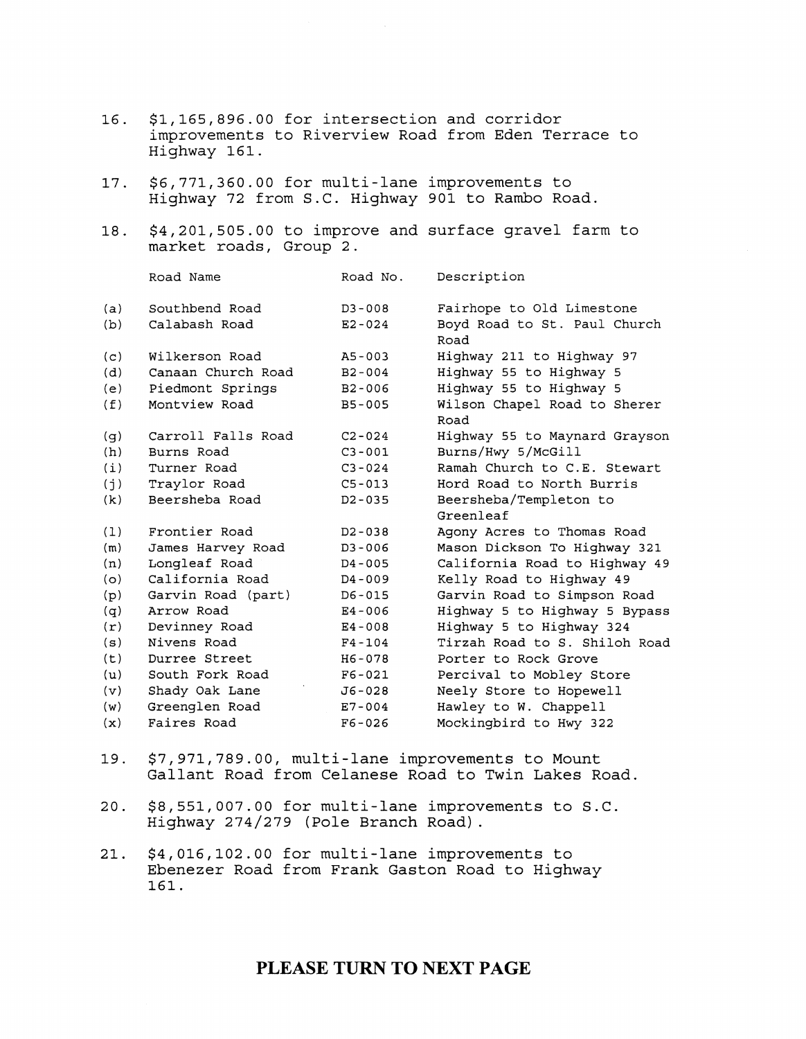16. $1,165,896.00 for intersection and corridor improvements to Riverview Road from Eden Terrace to Highway 161.

17. $6,771,360.00 for multi-lane improvements to Highway 72 from S.C. Highway 901 to Rambo Road.

18. $4,201,505.00 to improve and surface gravel farm to market roads, Group 2.

| | Road Name | Road No. | Description |
|---|---|---|---|
| (a) | Southbend Road | D3-008 | Fairhope to Old Limestone |
| (b) | Calabash Road | E2-024 | Boyd Road to St. Paul Church Road |
| (c) | Wilkerson Road | A5-003 | Highway 211 to Highway 97 |
| (d) | Canaan Church Road | B2-004 | Highway 55 to Highway 5 |
| (e) | Piedmont Springs | B2-006 | Highway 55 to Highway 5 |
| (f) | Montview Road | B5-005 | Wilson Chapel Road to Sherer Road |
| (g) | Carroll Falls Road | C2-024 | Highway 55 to Maynard Grayson |
| (h) | Burns Road | C3-001 | Burns/Hwy 5/McGill |
| (i) | Turner Road | C3-024 | Ramah Church to C.E. Stewart |
| (j) | Traylor Road | C5-013 | Hord Road to North Burris |
| (k) | Beersheba Road | D2-035 | Beersheba/Templeton to Greenleaf |
| (l) | Frontier Road | D2-038 | Agony Acres to Thomas Road |
| (m) | James Harvey Road | D3-006 | Mason Dickson To Highway 321 |
| (n) | Longleaf Road | D4-005 | California Road to Highway 49 |
| (o) | California Road | D4-009 | Kelly Road to Highway 49 |
| (p) | Garvin Road (part) | D6-015 | Garvin Road to Simpson Road |
| (q) | Arrow Road | E4-006 | Highway 5 to Highway 5 Bypass |
| (r) | Devinney Road | E4-008 | Highway 5 to Highway 324 |
| (s) | Nivens Road | F4-104 | Tirzah Road to S. Shiloh Road |
| (t) | Durree Street | H6-078 | Porter to Rock Grove |
| (u) | South Fork Road | F6-021 | Percival to Mobley Store |
| (v) | Shady Oak Lane | J6-028 | Neely Store to Hopewell |
| (w) | Greenglen Road | E7-004 | Hawley to W. Chappell |
| (x) | Faires Road | F6-026 | Mockingbird to Hwy 322 |

19. $7,971,789.00, multi-lane improvements to Mount Gallant Road from Celanese Road to Twin Lakes Road.

20. $8,551,007.00 for multi-lane improvements to S.C. Highway 274/279 (Pole Branch Road).

21. $4,016,102.00 for multi-lane improvements to Ebenezer Road from Frank Gaston Road to Highway 161.

**PLEASE TURN TO NEXT PAGE**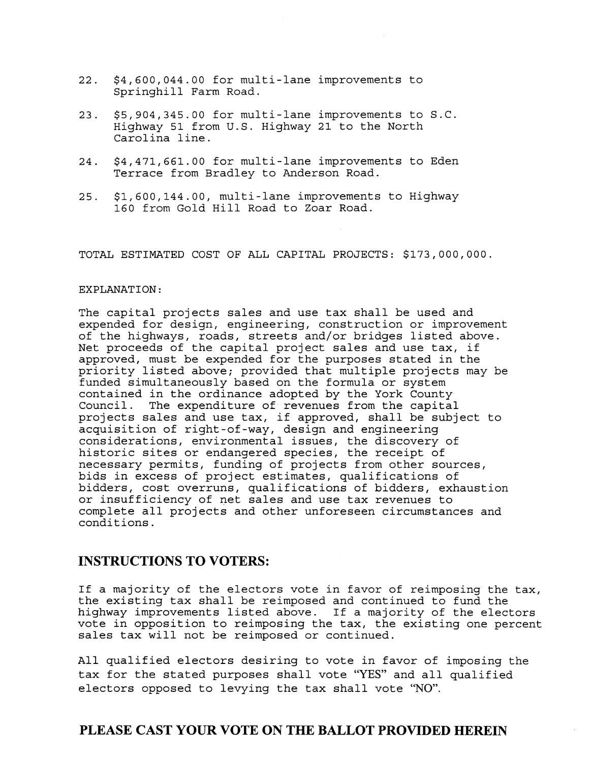22. $4,600,044.00 for multi-lane improvements to Springhill Farm Road.

23. $5,904,345.00 for multi-lane improvements to S.C. Highway 51 from U.S. Highway 21 to the North Carolina line.

24. $4,471,661.00 for multi-lane improvements to Eden Terrace from Bradley to Anderson Road.

25. $1,600,144.00, multi-lane improvements to Highway 160 from Gold Hill Road to Zoar Road.

TOTAL ESTIMATED COST OF ALL CAPITAL PROJECTS: $173,000,000.

EXPLANATION:

The capital projects sales and use tax shall be used and expended for design, engineering, construction or improvement of the highways, roads, streets and/or bridges listed above. Net proceeds of the capital project sales and use tax, if approved, must be expended for the purposes stated in the priority listed above; provided that multiple projects may be funded simultaneously based on the formula or system contained in the ordinance adopted by the York County Council. The expenditure of revenues from the capital projects sales and use tax, if approved, shall be subject to acquisition of right-of-way, design and engineering considerations, environmental issues, the discovery of historic sites or endangered species, the receipt of necessary permits, funding of projects from other sources, bids in excess of project estimates, qualifications of bidders, cost overruns, qualifications of bidders, exhaustion or insufficiency of net sales and use tax revenues to complete all projects and other unforeseen circumstances and conditions.

## INSTRUCTIONS TO VOTERS:

If a majority of the electors vote in favor of reimposing the tax, the existing tax shall be reimposed and continued to fund the highway improvements listed above. If a majority of the electors vote in opposition to reimposing the tax, the existing one percent sales tax will not be reimposed or continued.

All qualified electors desiring to vote in favor of imposing the tax for the stated purposes shall vote "YES" and all qualified electors opposed to levying the tax shall vote "NO".

## PLEASE CAST YOUR VOTE ON THE BALLOT PROVIDED HEREIN